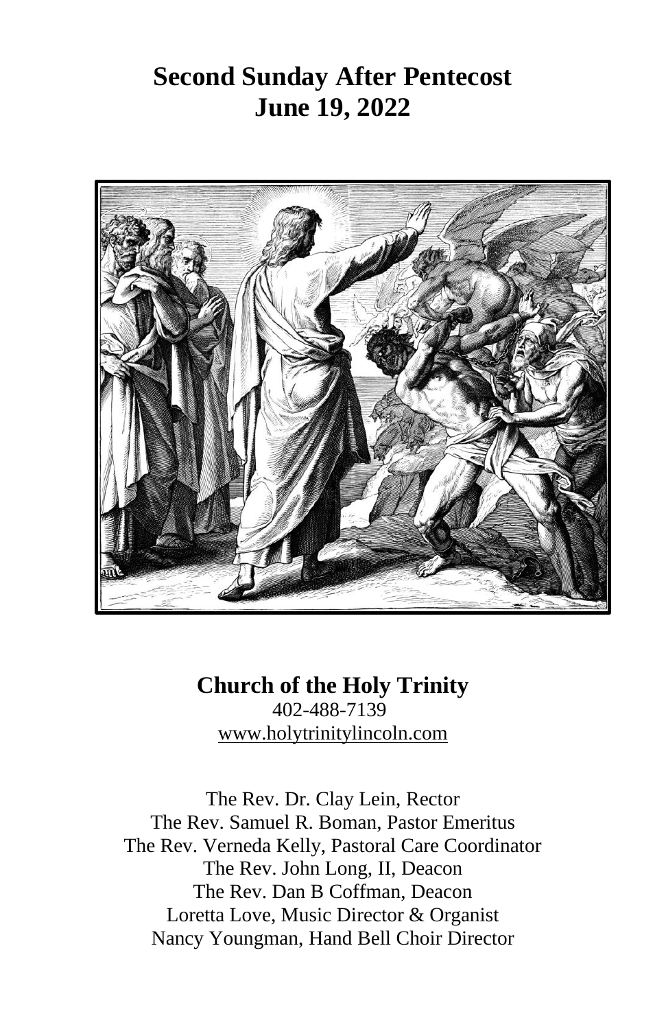# Second Sunday After Pentecost
# June 19, 2022

**Church of the Holy Trinity**
402-488-7139
www.holytrinitylincoln.com

The Rev. Dr. Clay Lein, Rector
The Rev. Samuel R. Boman, Pastor Emeritus
The Rev. Verneda Kelly, Pastoral Care Coordinator
The Rev. John Long, II, Deacon
The Rev. Dan B Coffman, Deacon
Loretta Love, Music Director & Organist
Nancy Youngman, Hand Bell Choir Director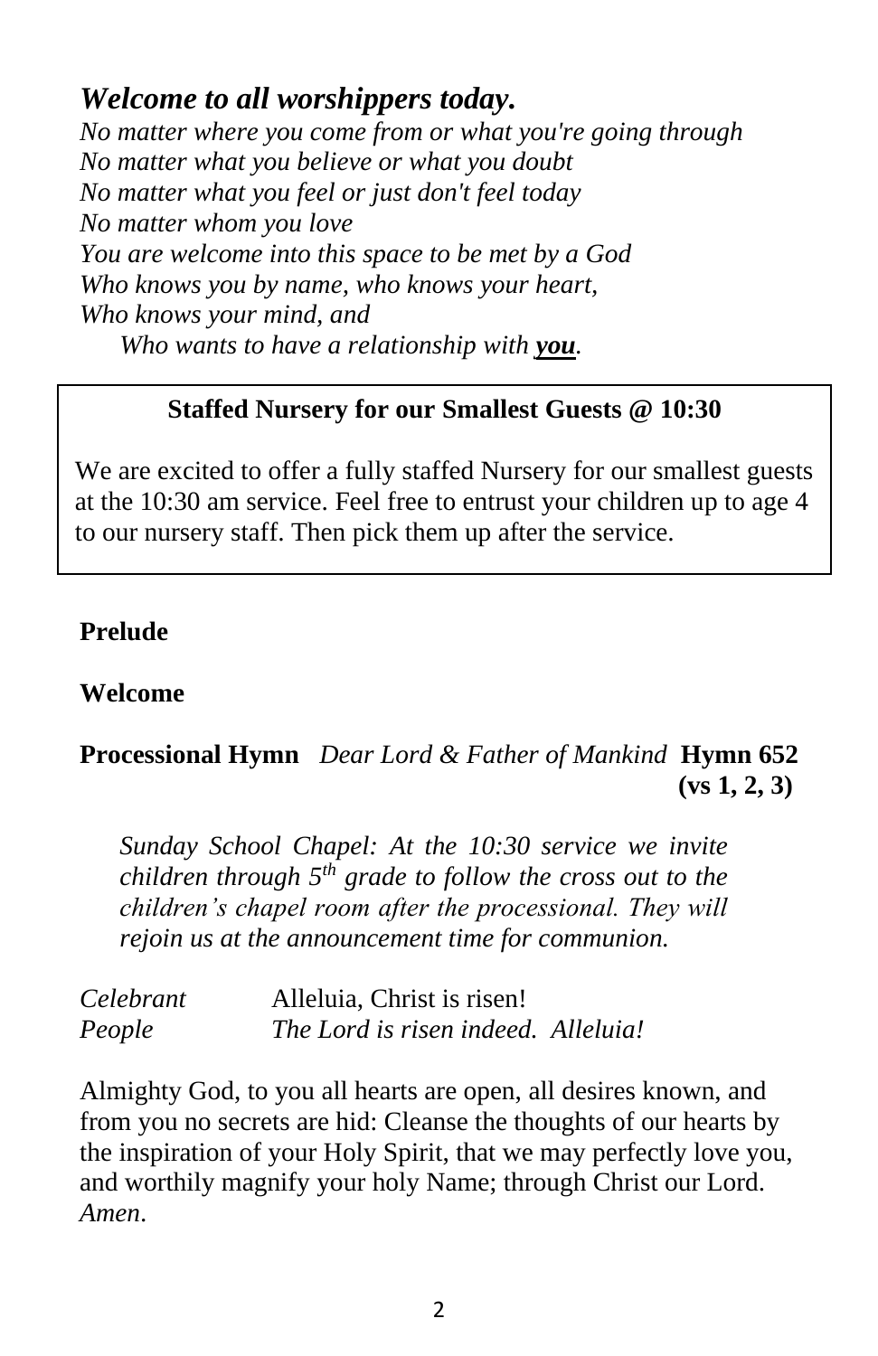## *Welcome to all worshippers today.*

*No matter where you come from or what you're going through*
*No matter what you believe or what you doubt*
*No matter what you feel or just don't feel today*
*No matter whom you love*
*You are welcome into this space to be met by a God*
*Who knows you by name, who knows your heart,*
*Who knows your mind, and*
*Who wants to have a relationship with* ***you****.*

**Staffed Nursery for our Smallest Guests @ 10:30**

We are excited to offer a fully staffed Nursery for our smallest guests at the 10:30 am service. Feel free to entrust your children up to age 4 to our nursery staff. Then pick them up after the service.

**Prelude**

**Welcome**

**Processional Hymn** *Dear Lord & Father of Mankind* **Hymn 652 (vs 1, 2, 3)**

*Sunday School Chapel: At the 10:30 service we invite children through 5th grade to follow the cross out to the children's chapel room after the processional. They will rejoin us at the announcement time for communion.*

*Celebrant* Alleluia, Christ is risen!
*People* *The Lord is risen indeed. Alleluia!*

Almighty God, to you all hearts are open, all desires known, and from you no secrets are hid: Cleanse the thoughts of our hearts by the inspiration of your Holy Spirit, that we may perfectly love you, and worthily magnify your holy Name; through Christ our Lord. *Amen*.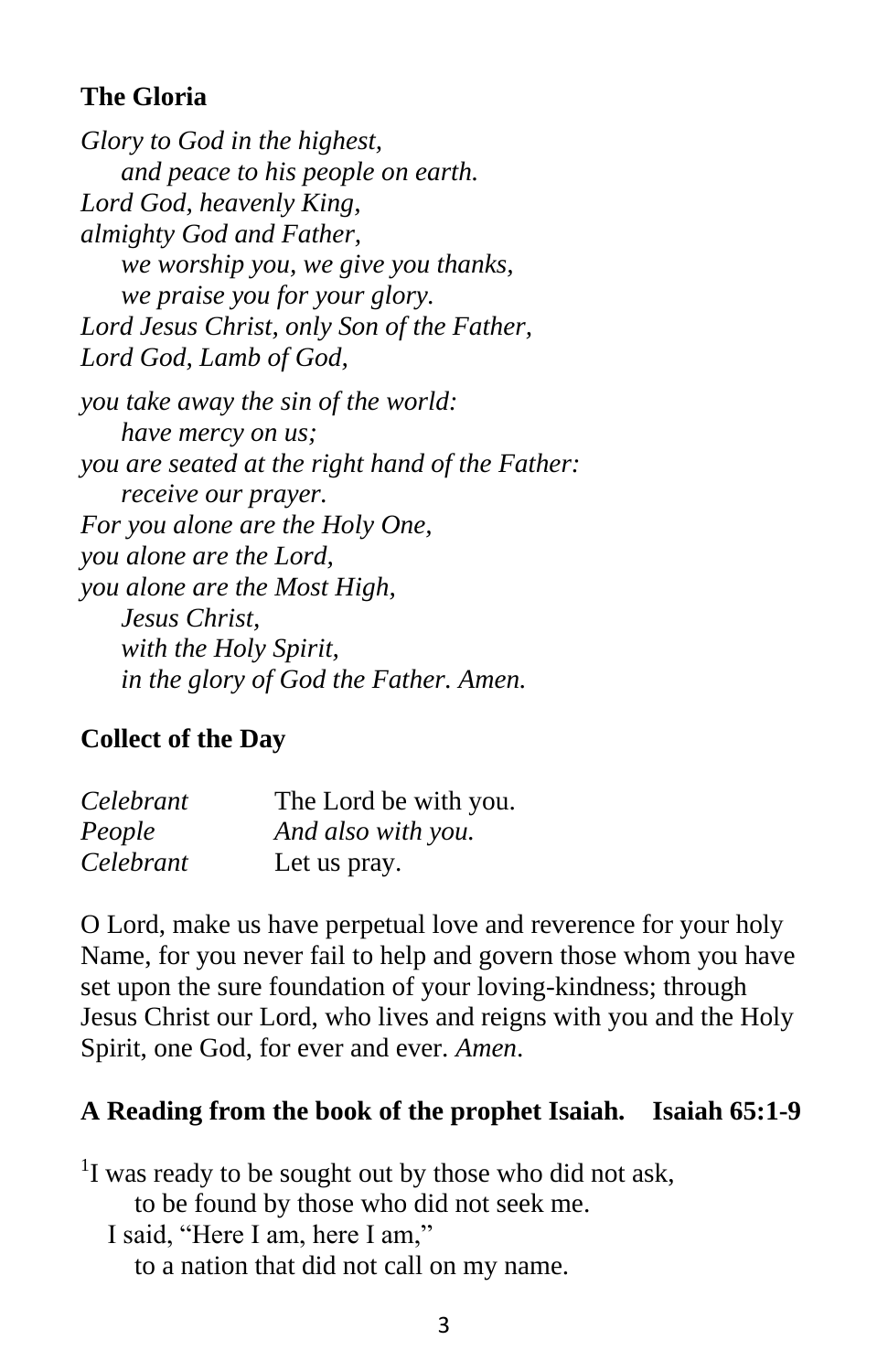**The Gloria**

*Glory to God in the highest,*
*and peace to his people on earth.*
*Lord God, heavenly King,*
*almighty God and Father,*
*we worship you, we give you thanks,*
*we praise you for your glory.*
*Lord Jesus Christ, only Son of the Father,*
*Lord God, Lamb of God,*

*you take away the sin of the world:*
*have mercy on us;*
*you are seated at the right hand of the Father:*
*receive our prayer.*
*For you alone are the Holy One,*
*you alone are the Lord,*
*you alone are the Most High,*
*Jesus Christ,*
*with the Holy Spirit,*
*in the glory of God the Father. Amen.*

**Collect of the Day**

*Celebrant* The Lord be with you.
*People* *And also with you.*
*Celebrant* Let us pray.

O Lord, make us have perpetual love and reverence for your holy Name, for you never fail to help and govern those whom you have set upon the sure foundation of your loving-kindness; through Jesus Christ our Lord, who lives and reigns with you and the Holy Spirit, one God, for ever and ever. *Amen*.

**A Reading from the book of the prophet Isaiah. Isaiah 65:1-9**

[1]I was ready to be sought out by those who did not ask,
to be found by those who did not seek me.
I said, "Here I am, here I am,"
to a nation that did not call on my name.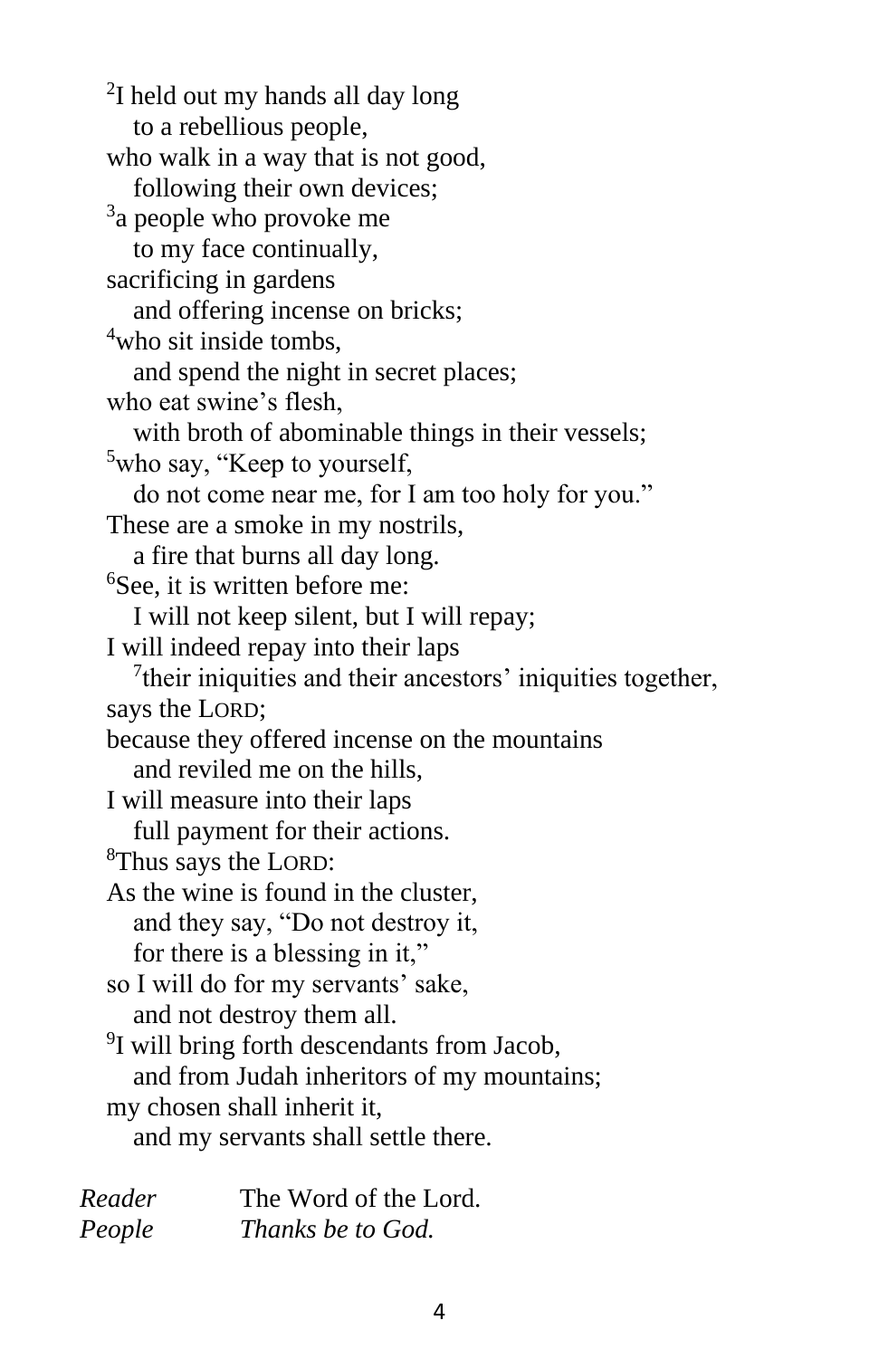[2]I held out my hands all day long
 to a rebellious people,
who walk in a way that is not good,
 following their own devices;
[3]a people who provoke me
 to my face continually,
sacrificing in gardens
 and offering incense on bricks;
[4]who sit inside tombs,
 and spend the night in secret places;
who eat swine's flesh,
 with broth of abominable things in their vessels;
[5]who say, "Keep to yourself,
 do not come near me, for I am too holy for you."
These are a smoke in my nostrils,
 a fire that burns all day long.
[6]See, it is written before me:
 I will not keep silent, but I will repay;
I will indeed repay into their laps
 [7]their iniquities and their ancestors' iniquities together,
says the LORD;
because they offered incense on the mountains
 and reviled me on the hills,
I will measure into their laps
 full payment for their actions.
[8]Thus says the LORD:
As the wine is found in the cluster,
 and they say, "Do not destroy it,
 for there is a blessing in it,"
so I will do for my servants' sake,
 and not destroy them all.
[9]I will bring forth descendants from Jacob,
 and from Judah inheritors of my mountains;
my chosen shall inherit it,
 and my servants shall settle there.

*Reader* The Word of the Lord.
*People* *Thanks be to God.*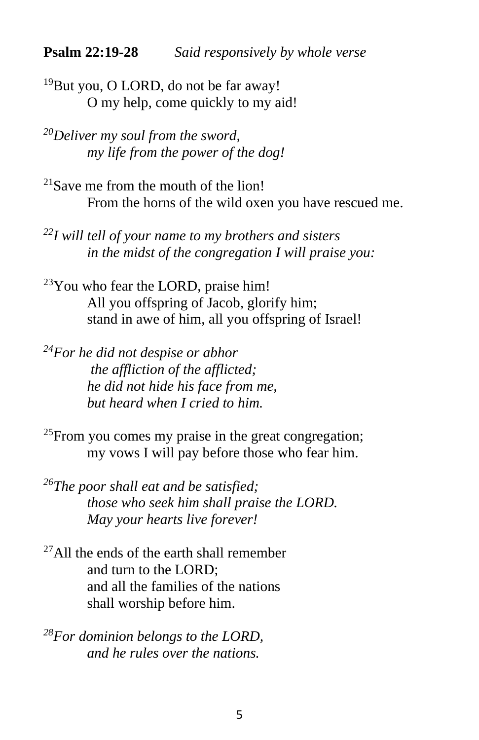**Psalm 22:19-28** *Said responsively by whole verse*

[19]But you, O LORD, do not be far away!
O my help, come quickly to my aid!

*[20]Deliver my soul from the sword,*
*my life from the power of the dog!*

[21]Save me from the mouth of the lion!
From the horns of the wild oxen you have rescued me.

*[22]I will tell of your name to my brothers and sisters*
*in the midst of the congregation I will praise you:*

[23]You who fear the LORD, praise him!
All you offspring of Jacob, glorify him;
stand in awe of him, all you offspring of Israel!

*[24]For he did not despise or abhor*
*the affliction of the afflicted;*
*he did not hide his face from me,*
*but heard when I cried to him.*

[25]From you comes my praise in the great congregation;
my vows I will pay before those who fear him.

*[26]The poor shall eat and be satisfied;*
*those who seek him shall praise the LORD.*
*May your hearts live forever!*

[27]All the ends of the earth shall remember
and turn to the LORD;
and all the families of the nations
shall worship before him.

*[28]For dominion belongs to the LORD,*
*and he rules over the nations.*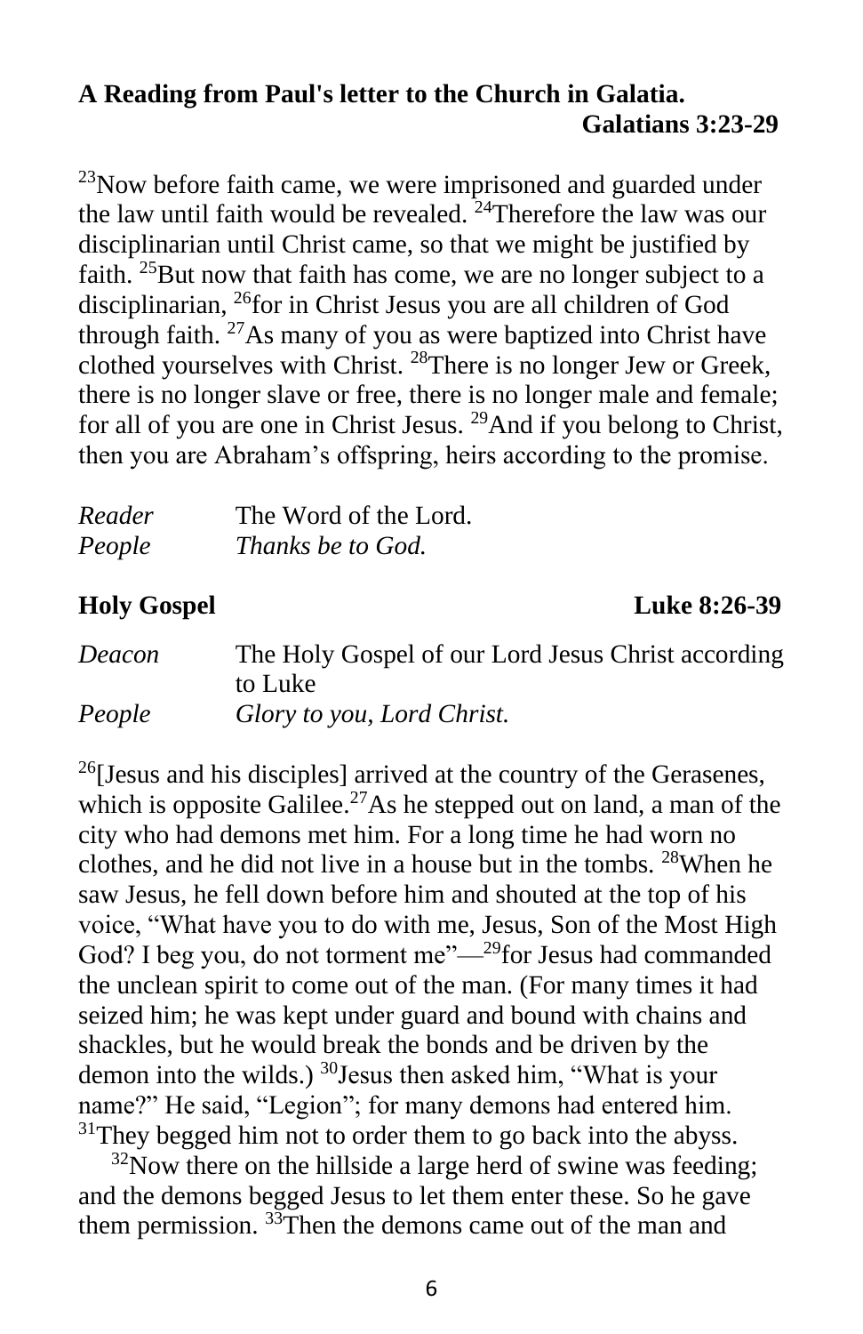**A Reading from Paul's letter to the Church in Galatia.**
**Galatians 3:23-29**

[23]Now before faith came, we were imprisoned and guarded under the law until faith would be revealed. [24]Therefore the law was our disciplinarian until Christ came, so that we might be justified by faith. [25]But now that faith has come, we are no longer subject to a disciplinarian, [26]for in Christ Jesus you are all children of God through faith. [27]As many of you as were baptized into Christ have clothed yourselves with Christ. [28]There is no longer Jew or Greek, there is no longer slave or free, there is no longer male and female; for all of you are one in Christ Jesus. [29]And if you belong to Christ, then you are Abraham's offspring, heirs according to the promise.

| | |
|---|---|
| *Reader* | The Word of the Lord. |
| *People* | *Thanks be to God.* |

**Holy Gospel** **Luke 8:26-39**

| | |
|---|---|
| *Deacon* | The Holy Gospel of our Lord Jesus Christ according to Luke |
| *People* | *Glory to you, Lord Christ.* |

[26][Jesus and his disciples] arrived at the country of the Gerasenes, which is opposite Galilee.[27]As he stepped out on land, a man of the city who had demons met him. For a long time he had worn no clothes, and he did not live in a house but in the tombs. [28]When he saw Jesus, he fell down before him and shouted at the top of his voice, "What have you to do with me, Jesus, Son of the Most High God? I beg you, do not torment me"—[29]for Jesus had commanded the unclean spirit to come out of the man. (For many times it had seized him; he was kept under guard and bound with chains and shackles, but he would break the bonds and be driven by the demon into the wilds.) [30]Jesus then asked him, "What is your name?" He said, "Legion"; for many demons had entered him. [31]They begged him not to order them to go back into the abyss.

[32]Now there on the hillside a large herd of swine was feeding; and the demons begged Jesus to let them enter these. So he gave them permission. [33]Then the demons came out of the man and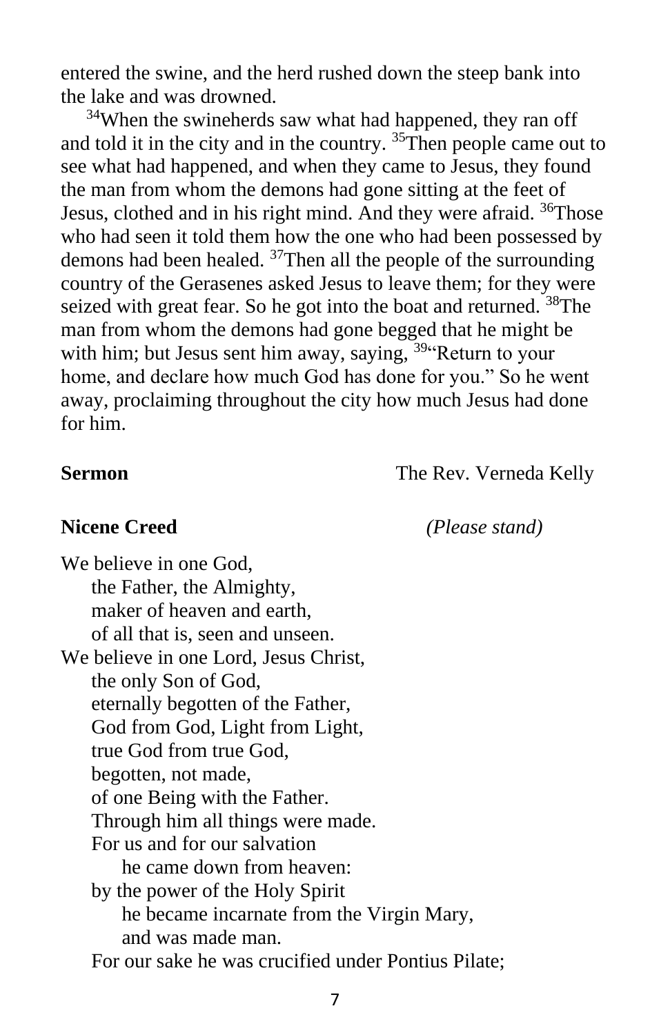entered the swine, and the herd rushed down the steep bank into the lake and was drowned.

[34]When the swineherds saw what had happened, they ran off and told it in the city and in the country. [35]Then people came out to see what had happened, and when they came to Jesus, they found the man from whom the demons had gone sitting at the feet of Jesus, clothed and in his right mind. And they were afraid. [36]Those who had seen it told them how the one who had been possessed by demons had been healed. [37]Then all the people of the surrounding country of the Gerasenes asked Jesus to leave them; for they were seized with great fear. So he got into the boat and returned. [38]The man from whom the demons had gone begged that he might be with him; but Jesus sent him away, saying, [39]"Return to your home, and declare how much God has done for you." So he went away, proclaiming throughout the city how much Jesus had done for him.

**Sermon** The Rev. Verneda Kelly

**Nicene Creed** *(Please stand)*

We believe in one God,
the Father, the Almighty,
maker of heaven and earth,
of all that is, seen and unseen.
We believe in one Lord, Jesus Christ,
the only Son of God,
eternally begotten of the Father,
God from God, Light from Light,
true God from true God,
begotten, not made,
of one Being with the Father.
Through him all things were made.
For us and for our salvation
he came down from heaven:
by the power of the Holy Spirit
he became incarnate from the Virgin Mary,
and was made man.
For our sake he was crucified under Pontius Pilate;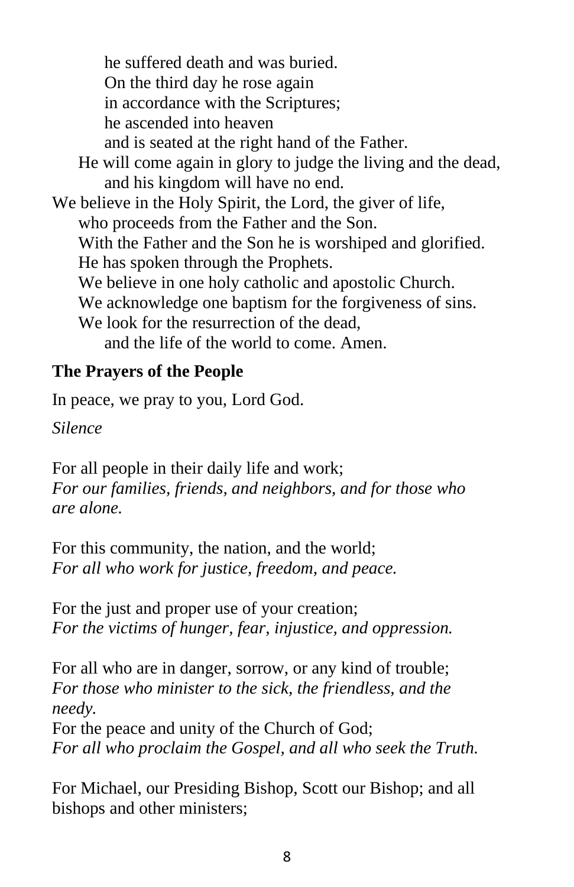he suffered death and was buried.
On the third day he rose again
in accordance with the Scriptures;
he ascended into heaven
and is seated at the right hand of the Father.
He will come again in glory to judge the living and the dead,
and his kingdom will have no end.
We believe in the Holy Spirit, the Lord, the giver of life,
who proceeds from the Father and the Son.
With the Father and the Son he is worshiped and glorified.
He has spoken through the Prophets.
We believe in one holy catholic and apostolic Church.
We acknowledge one baptism for the forgiveness of sins.
We look for the resurrection of the dead,
and the life of the world to come. Amen.

**The Prayers of the People**

In peace, we pray to you, Lord God.

*Silence*

For all people in their daily life and work;
*For our families, friends, and neighbors, and for those who are alone.*

For this community, the nation, and the world;
*For all who work for justice, freedom, and peace.*

For the just and proper use of your creation;
*For the victims of hunger, fear, injustice, and oppression.*

For all who are in danger, sorrow, or any kind of trouble;
*For those who minister to the sick, the friendless, and the needy.*
For the peace and unity of the Church of God;
*For all who proclaim the Gospel, and all who seek the Truth.*

For Michael, our Presiding Bishop, Scott our Bishop; and all bishops and other ministers;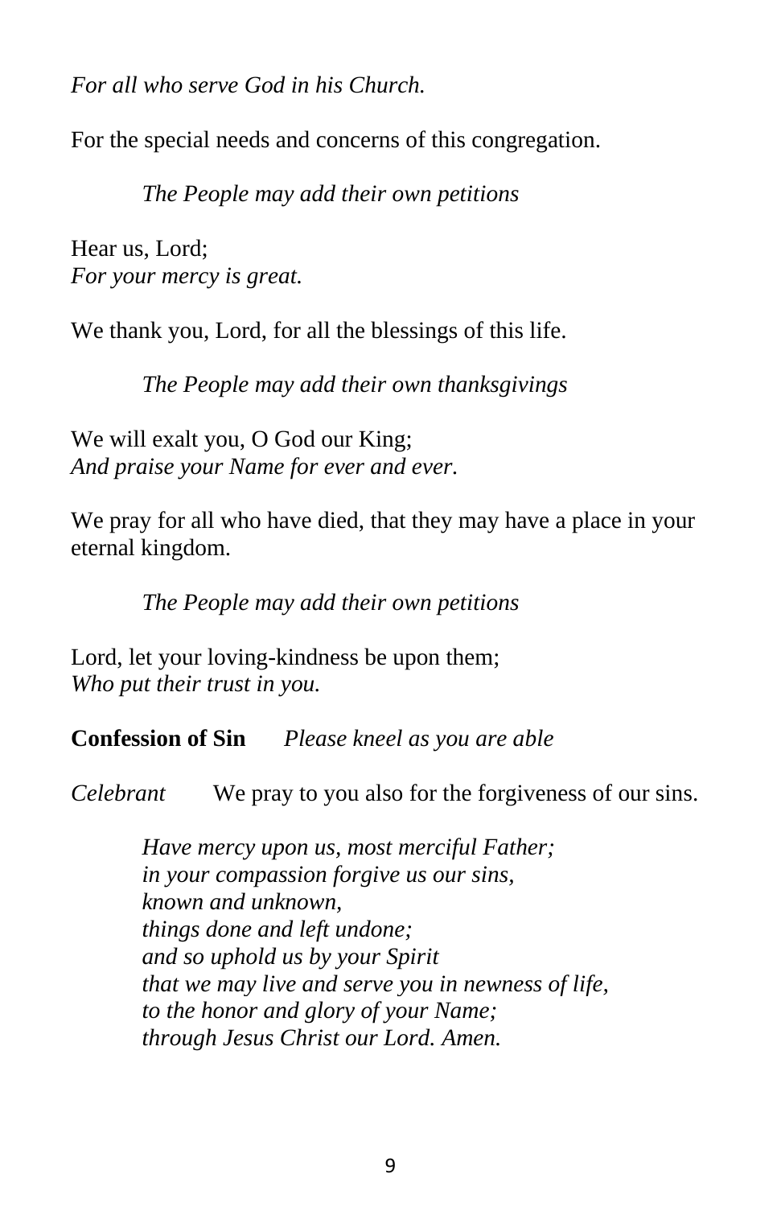*For all who serve God in his Church.*

For the special needs and concerns of this congregation.

*The People may add their own petitions*

Hear us, Lord;
*For your mercy is great.*

We thank you, Lord, for all the blessings of this life.

*The People may add their own thanksgivings*

We will exalt you, O God our King;
*And praise your Name for ever and ever.*

We pray for all who have died, that they may have a place in your eternal kingdom.

*The People may add their own petitions*

Lord, let your loving-kindness be upon them;
*Who put their trust in you.*

**Confession of Sin** *Please kneel as you are able*

*Celebrant* We pray to you also for the forgiveness of our sins.

*Have mercy upon us, most merciful Father;*
*in your compassion forgive us our sins,*
*known and unknown,*
*things done and left undone;*
*and so uphold us by your Spirit*
*that we may live and serve you in newness of life,*
*to the honor and glory of your Name;*
*through Jesus Christ our Lord. Amen.*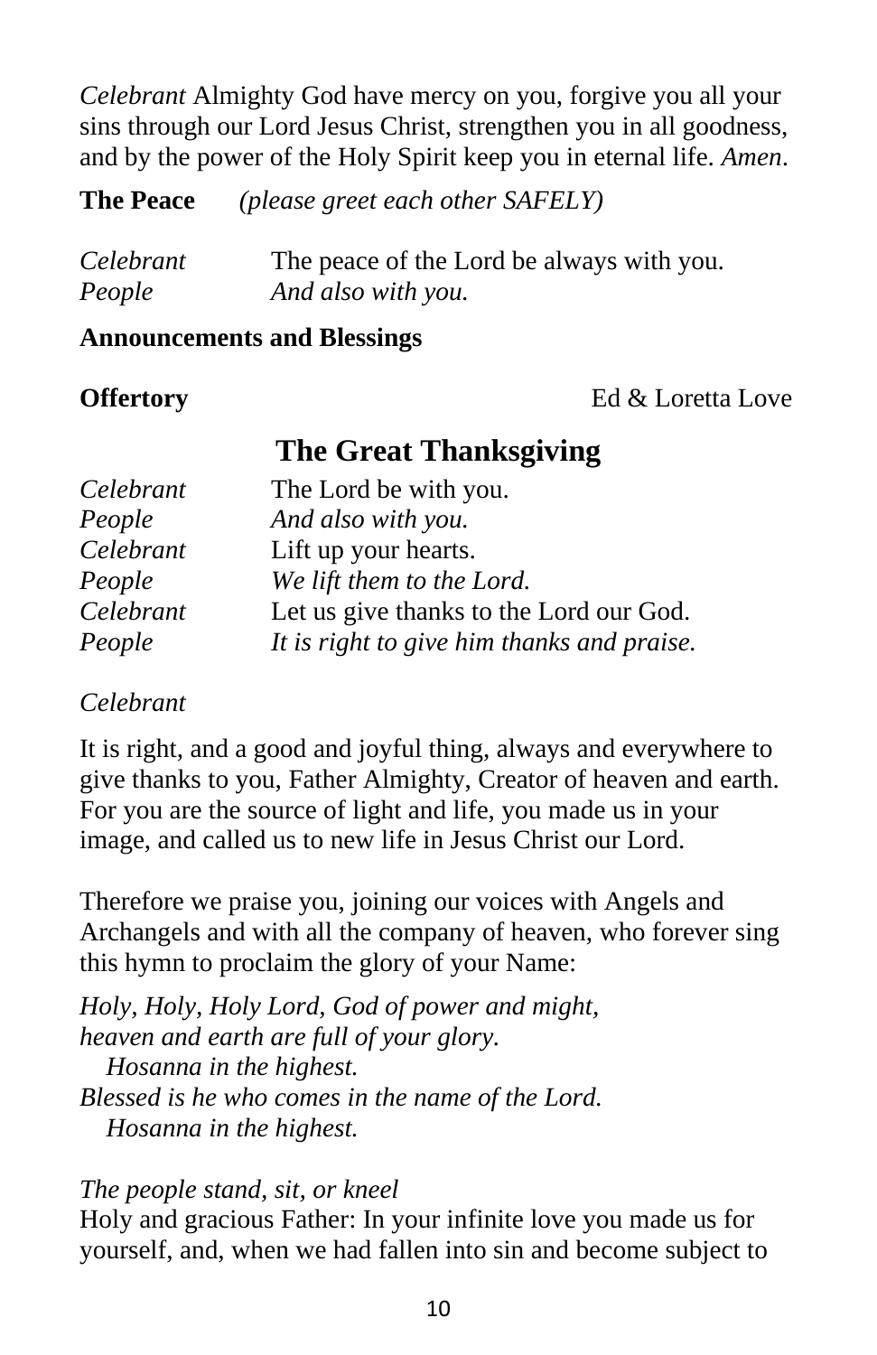*Celebrant* Almighty God have mercy on you, forgive you all your sins through our Lord Jesus Christ, strengthen you in all goodness, and by the power of the Holy Spirit keep you in eternal life. *Amen*.

**The Peace** *(please greet each other SAFELY)*

*Celebrant* The peace of the Lord be always with you.
*People* *And also with you.*

**Announcements and Blessings**

**Offertory** Ed & Loretta Love

## The Great Thanksgiving

*Celebrant* The Lord be with you.
*People* *And also with you.*
*Celebrant* Lift up your hearts.
*People* *We lift them to the Lord.*
*Celebrant* Let us give thanks to the Lord our God.
*People* *It is right to give him thanks and praise.*

*Celebrant*

It is right, and a good and joyful thing, always and everywhere to give thanks to you, Father Almighty, Creator of heaven and earth. For you are the source of light and life, you made us in your image, and called us to new life in Jesus Christ our Lord.

Therefore we praise you, joining our voices with Angels and Archangels and with all the company of heaven, who forever sing this hymn to proclaim the glory of your Name:

*Holy, Holy, Holy Lord, God of power and might,*
*heaven and earth are full of your glory.*
*Hosanna in the highest.*
*Blessed is he who comes in the name of the Lord.*
*Hosanna in the highest.*

*The people stand, sit, or kneel*
Holy and gracious Father: In your infinite love you made us for yourself, and, when we had fallen into sin and become subject to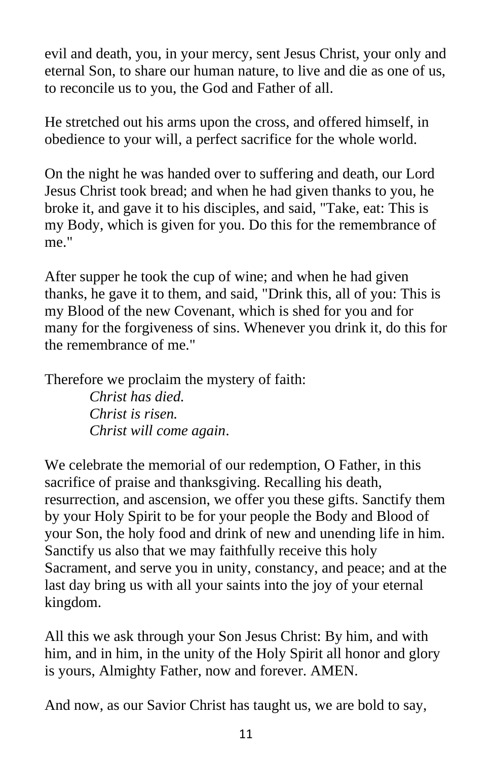evil and death, you, in your mercy, sent Jesus Christ, your only and eternal Son, to share our human nature, to live and die as one of us, to reconcile us to you, the God and Father of all.

He stretched out his arms upon the cross, and offered himself, in obedience to your will, a perfect sacrifice for the whole world.

On the night he was handed over to suffering and death, our Lord Jesus Christ took bread; and when he had given thanks to you, he broke it, and gave it to his disciples, and said, "Take, eat: This is my Body, which is given for you. Do this for the remembrance of me."

After supper he took the cup of wine; and when he had given thanks, he gave it to them, and said, "Drink this, all of you: This is my Blood of the new Covenant, which is shed for you and for many for the forgiveness of sins. Whenever you drink it, do this for the remembrance of me."

Therefore we proclaim the mystery of faith:

> *Christ has died.*
> *Christ is risen.*
> *Christ will come again*.

We celebrate the memorial of our redemption, O Father, in this sacrifice of praise and thanksgiving. Recalling his death, resurrection, and ascension, we offer you these gifts. Sanctify them by your Holy Spirit to be for your people the Body and Blood of your Son, the holy food and drink of new and unending life in him. Sanctify us also that we may faithfully receive this holy Sacrament, and serve you in unity, constancy, and peace; and at the last day bring us with all your saints into the joy of your eternal kingdom.

All this we ask through your Son Jesus Christ: By him, and with him, and in him, in the unity of the Holy Spirit all honor and glory is yours, Almighty Father, now and forever. AMEN.

And now, as our Savior Christ has taught us, we are bold to say,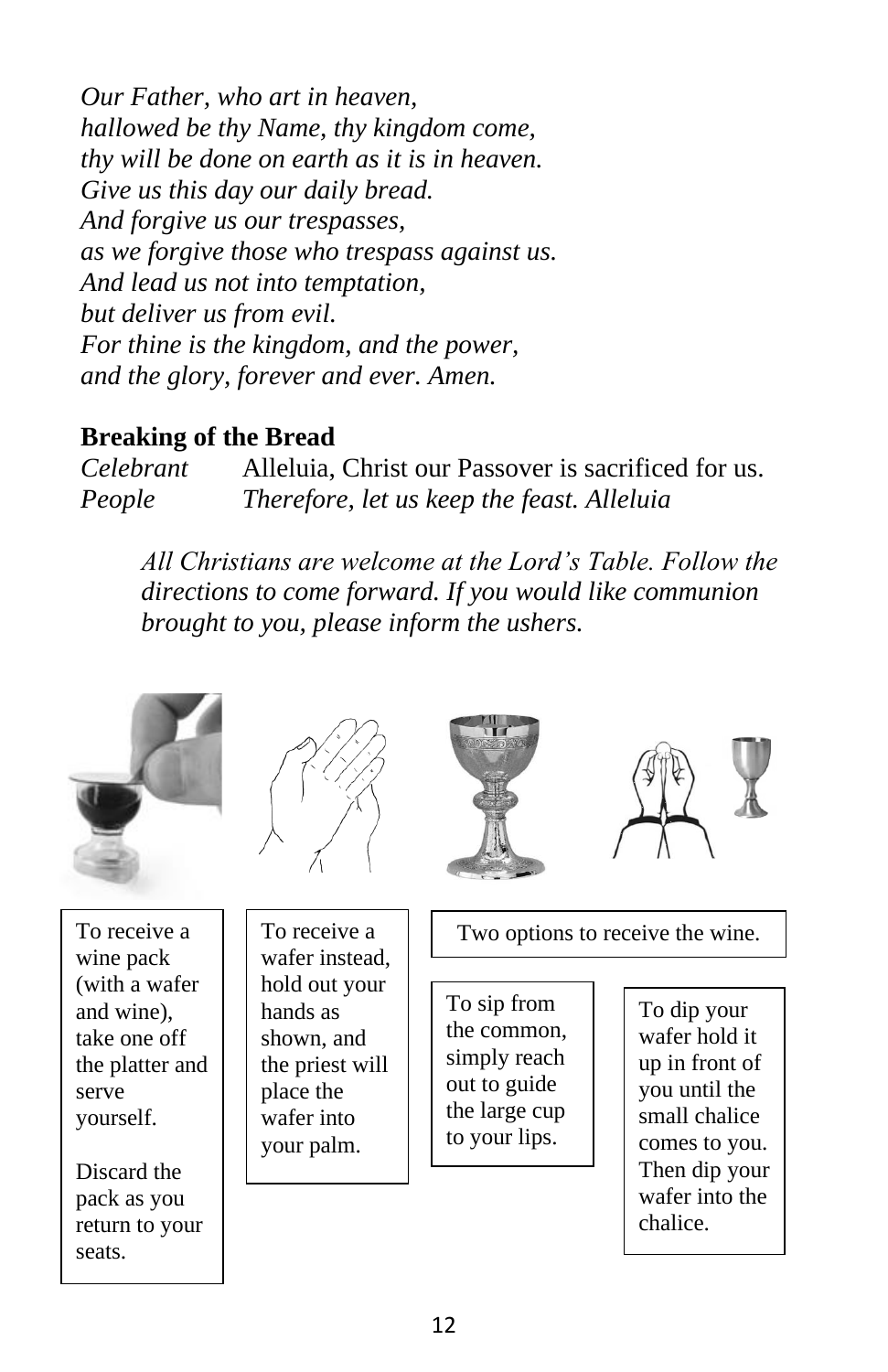*Our Father, who art in heaven,*
*hallowed be thy Name, thy kingdom come,*
*thy will be done on earth as it is in heaven.*
*Give us this day our daily bread.*
*And forgive us our trespasses,*
*as we forgive those who trespass against us.*
*And lead us not into temptation,*
*but deliver us from evil.*
*For thine is the kingdom, and the power,*
*and the glory, forever and ever. Amen.*

**Breaking of the Bread**

*Celebrant* Alleluia, Christ our Passover is sacrificed for us.
*People* *Therefore, let us keep the feast. Alleluia*

*All Christians are welcome at the Lord's Table. Follow the directions to come forward. If you would like communion brought to you, please inform the ushers.*

To receive a wine pack (with a wafer and wine), take one off the platter and serve yourself.

Discard the pack as you return to your seats.

To receive a wafer instead, hold out your hands as shown, and the priest will place the wafer into your palm.

Two options to receive the wine.

To sip from the common, simply reach out to guide the large cup to your lips.

To dip your wafer hold it up in front of you until the small chalice comes to you. Then dip your wafer into the chalice.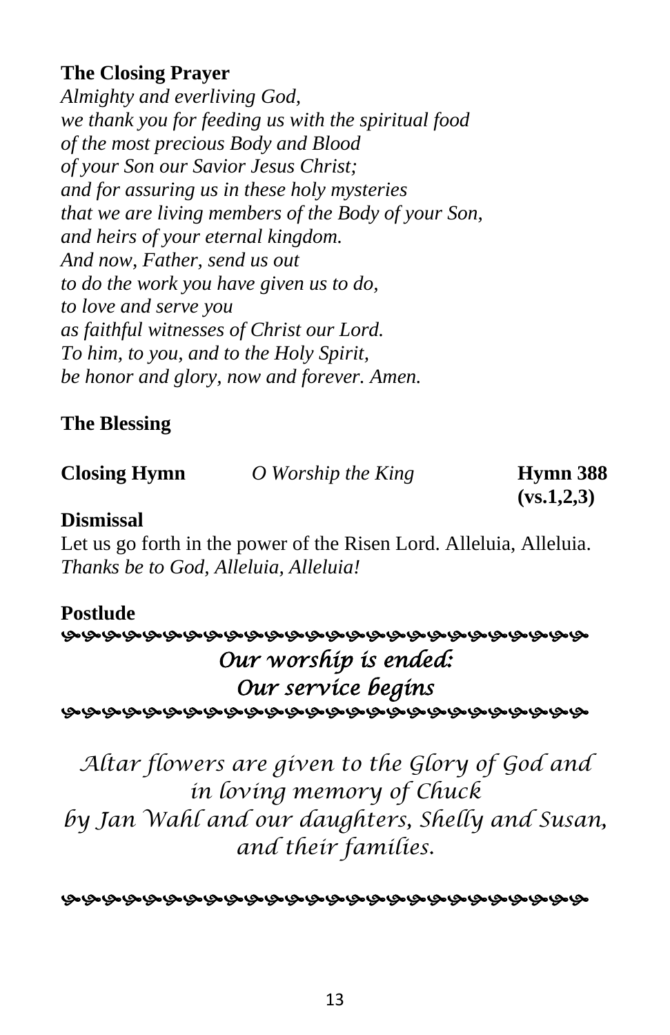**The Closing Prayer**

*Almighty and everliving God,*
*we thank you for feeding us with the spiritual food*
*of the most precious Body and Blood*
*of your Son our Savior Jesus Christ;*
*and for assuring us in these holy mysteries*
*that we are living members of the Body of your Son,*
*and heirs of your eternal kingdom.*
*And now, Father, send us out*
*to do the work you have given us to do,*
*to love and serve you*
*as faithful witnesses of Christ our Lord.*
*To him, to you, and to the Holy Spirit,*
*be honor and glory, now and forever. Amen.*

**The Blessing**

**Closing Hymn** *O Worship the King* **Hymn 388 (vs.1,2,3)**

**Dismissal**

Let us go forth in the power of the Risen Lord. Alleluia, Alleluia.
*Thanks be to God, Alleluia, Alleluia!*

**Postlude**

*Our worship is ended:*
*Our service begins*

*Altar flowers are given to the Glory of God and in loving memory of Chuck by Jan Wahl and our daughters, Shelly and Susan, and their families.*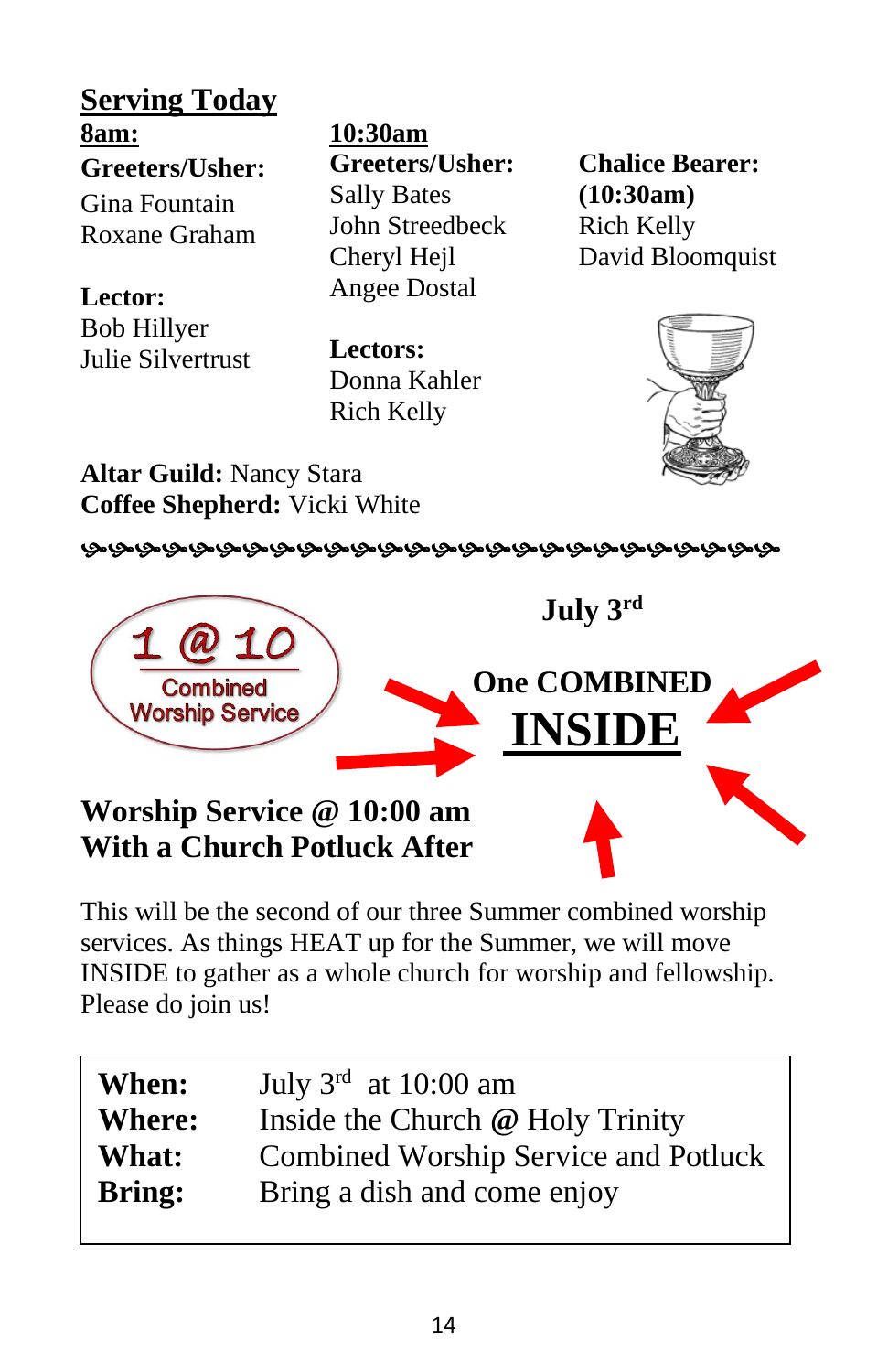## Serving Today

**8am:**

**Greeters/Usher:**
Gina Fountain
Roxane Graham

**Lector:**
Bob Hillyer
Julie Silvertrust

**10:30am**

**Greeters/Usher:**
Sally Bates
John Streedbeck
Cheryl Hejl
Angee Dostal

**Lectors:**
Donna Kahler
Rich Kelly

**Chalice Bearer: (10:30am)**
Rich Kelly
David Bloomquist

**Altar Guild:** Nancy Stara
**Coffee Shepherd:** Vicki White

---

1 @ 10
Combined
Worship Service

**July 3rd**

**One COMBINED**
**INSIDE**

**Worship Service @ 10:00 am**
**With a Church Potluck After**

This will be the second of our three Summer combined worship services. As things HEAT up for the Summer, we will move INSIDE to gather as a whole church for worship and fellowship. Please do join us!

| | |
|---|---|
| **When:** | July 3rd at 10:00 am |
| **Where:** | Inside the Church **@** Holy Trinity |
| **What:** | Combined Worship Service and Potluck |
| **Bring:** | Bring a dish and come enjoy |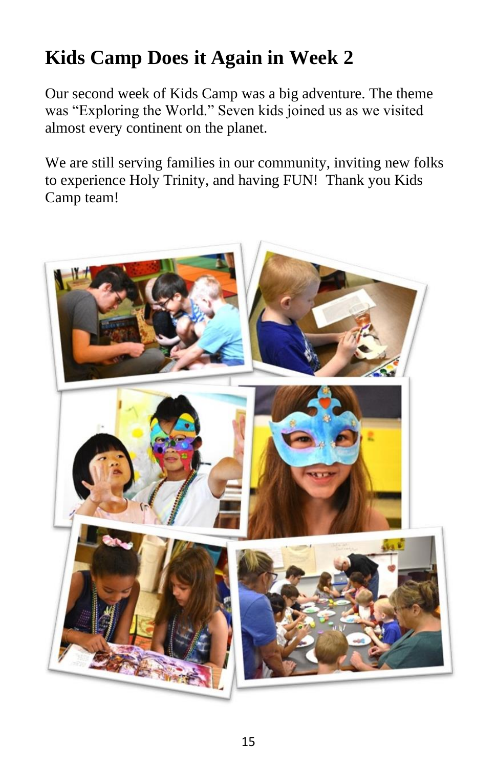# Kids Camp Does it Again in Week 2

Our second week of Kids Camp was a big adventure. The theme was "Exploring the World." Seven kids joined us as we visited almost every continent on the planet.

We are still serving families in our community, inviting new folks to experience Holy Trinity, and having FUN!  Thank you Kids Camp team!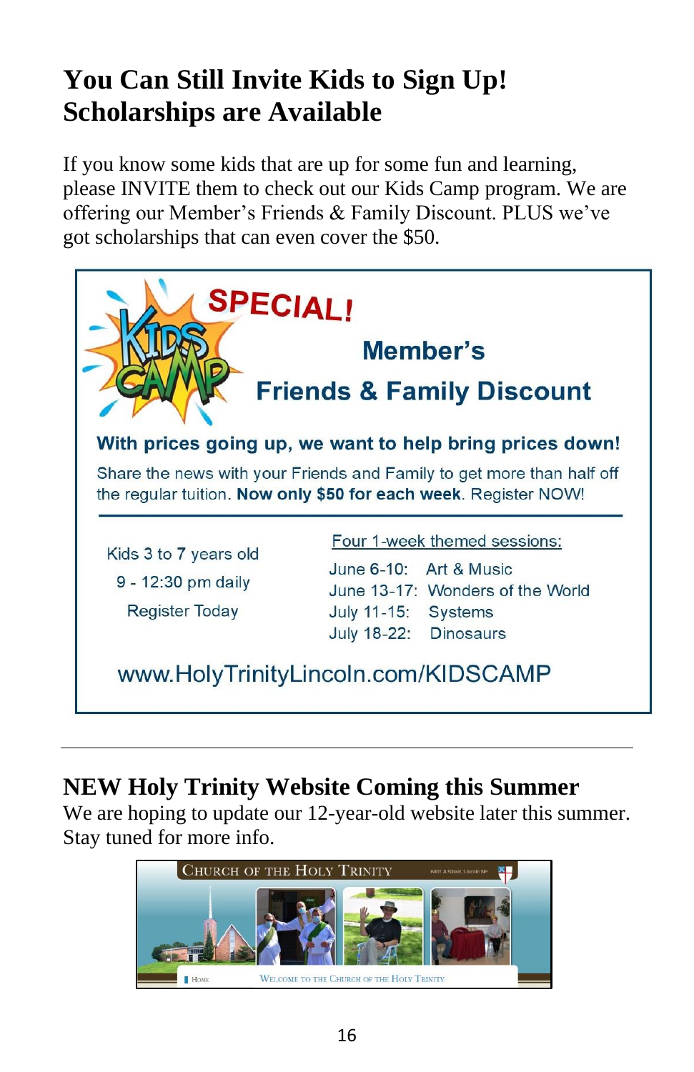## You Can Still Invite Kids to Sign Up! Scholarships are Available

If you know some kids that are up for some fun and learning, please INVITE them to check out our Kids Camp program. We are offering our Member's Friends & Family Discount. PLUS we've got scholarships that can even cover the $50.

**SPECIAL!**

**Member's Friends & Family Discount**

**With prices going up, we want to help bring prices down!**

Share the news with your Friends and Family to get more than half off the regular tuition. **Now only $50 for each week**. Register NOW!

Kids 3 to 7 years old
9 - 12:30 pm daily
Register Today

Four 1-week themed sessions:

- June 6-10: Art & Music
- June 13-17: Wonders of the World
- July 11-15: Systems
- July 18-22: Dinosaurs

www.HolyTrinityLincoln.com/KIDSCAMP

---

## NEW Holy Trinity Website Coming this Summer

We are hoping to update our 12-year-old website later this summer. Stay tuned for more info.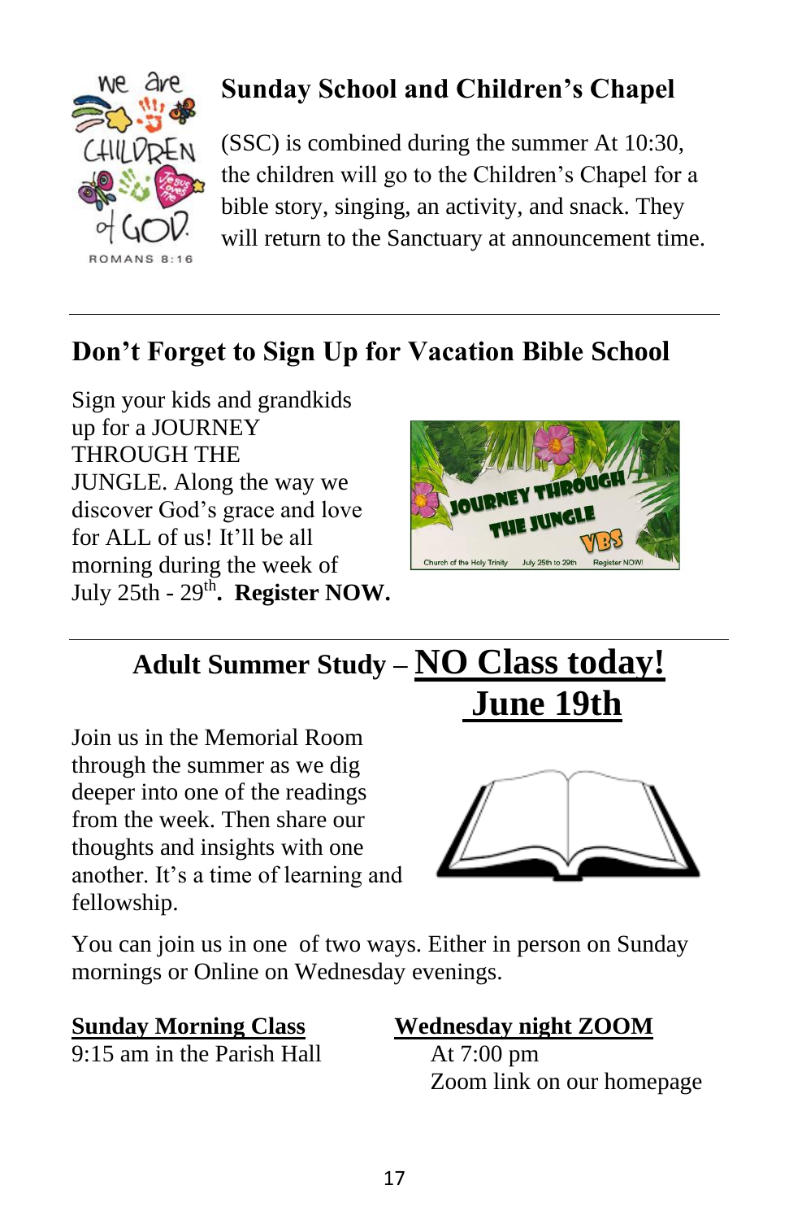## Sunday School and Children's Chapel

(SSC) is combined during the summer At 10:30, the children will go to the Children's Chapel for a bible story, singing, an activity, and snack. They will return to the Sanctuary at announcement time.

---

## Don't Forget to Sign Up for Vacation Bible School

Sign your kids and grandkids up for a JOURNEY THROUGH THE JUNGLE. Along the way we discover God's grace and love for ALL of us! It'll be all morning during the week of July 25th - 29th. **Register NOW.**

---

## Adult Summer Study – NO Class today! June 19th

Join us in the Memorial Room through the summer as we dig deeper into one of the readings from the week. Then share our thoughts and insights with one another. It's a time of learning and fellowship.

You can join us in one of two ways. Either in person on Sunday mornings or Online on Wednesday evenings.

**Sunday Morning Class**
9:15 am in the Parish Hall

**Wednesday night ZOOM**
At 7:00 pm
Zoom link on our homepage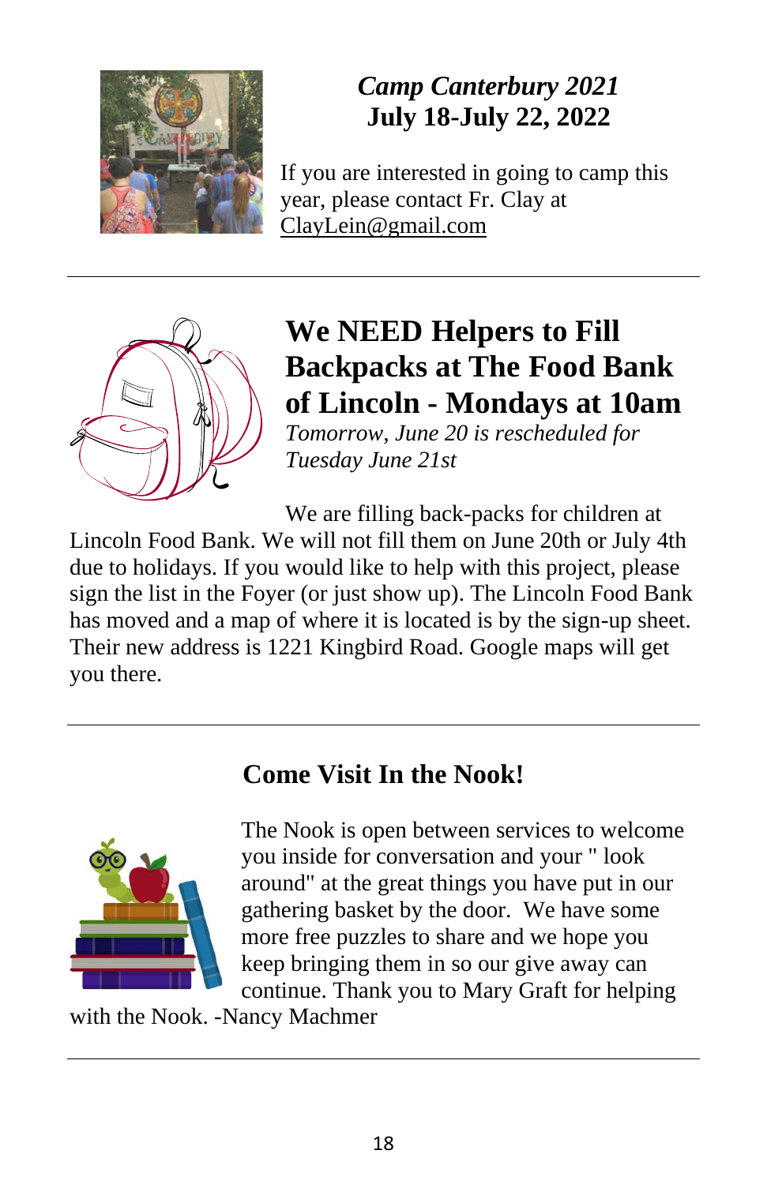## *Camp Canterbury 2021*
## July 18-July 22, 2022

If you are interested in going to camp this year, please contact Fr. Clay at ClayLein@gmail.com

---

## We NEED Helpers to Fill Backpacks at The Food Bank of Lincoln - Mondays at 10am

*Tomorrow, June 20 is rescheduled for Tuesday June 21st*

We are filling back-packs for children at Lincoln Food Bank. We will not fill them on June 20th or July 4th due to holidays. If you would like to help with this project, please sign the list in the Foyer (or just show up). The Lincoln Food Bank has moved and a map of where it is located is by the sign-up sheet. Their new address is 1221 Kingbird Road. Google maps will get you there.

---

## Come Visit In the Nook!

The Nook is open between services to welcome you inside for conversation and your " look around" at the great things you have put in our gathering basket by the door. We have some more free puzzles to share and we hope you keep bringing them in so our give away can continue. Thank you to Mary Graft for helping with the Nook. -Nancy Machmer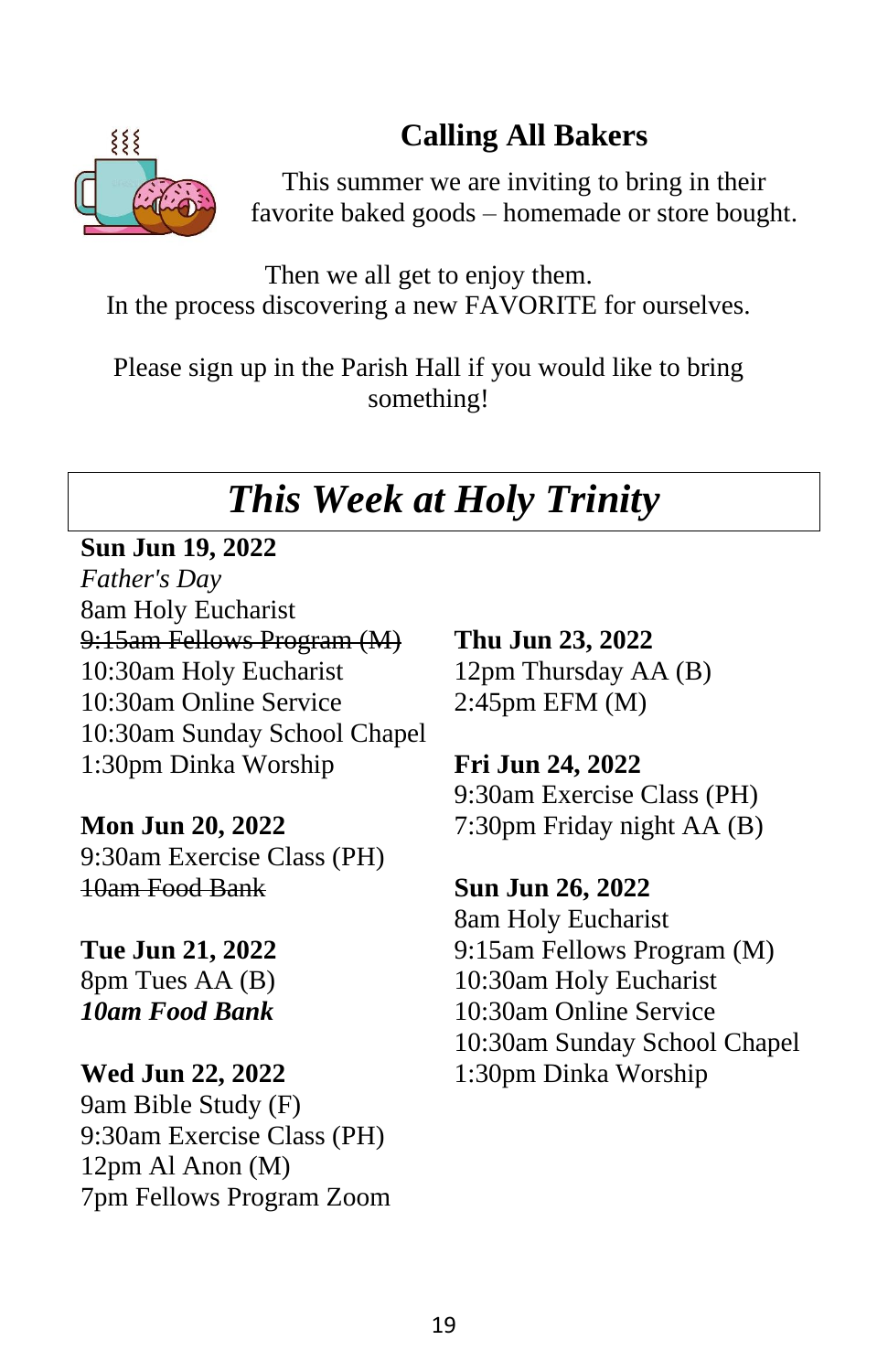## Calling All Bakers

This summer we are inviting to bring in their favorite baked goods – homemade or store bought.

Then we all get to enjoy them.
In the process discovering a new FAVORITE for ourselves.

Please sign up in the Parish Hall if you would like to bring something!

# *This Week at Holy Trinity*

**Sun Jun 19, 2022**
*Father's Day*
8am Holy Eucharist
~~9:15am Fellows Program (M)~~
10:30am Holy Eucharist
10:30am Online Service
10:30am Sunday School Chapel
1:30pm Dinka Worship

**Mon Jun 20, 2022**
9:30am Exercise Class (PH)
~~10am Food Bank~~

**Tue Jun 21, 2022**
8pm Tues AA (B)
***10am Food Bank***

**Wed Jun 22, 2022**
9am Bible Study (F)
9:30am Exercise Class (PH)
12pm Al Anon (M)
7pm Fellows Program Zoom

**Thu Jun 23, 2022**
12pm Thursday AA (B)
2:45pm EFM (M)

**Fri Jun 24, 2022**
9:30am Exercise Class (PH)
7:30pm Friday night AA (B)

**Sun Jun 26, 2022**
8am Holy Eucharist
9:15am Fellows Program (M)
10:30am Holy Eucharist
10:30am Online Service
10:30am Sunday School Chapel
1:30pm Dinka Worship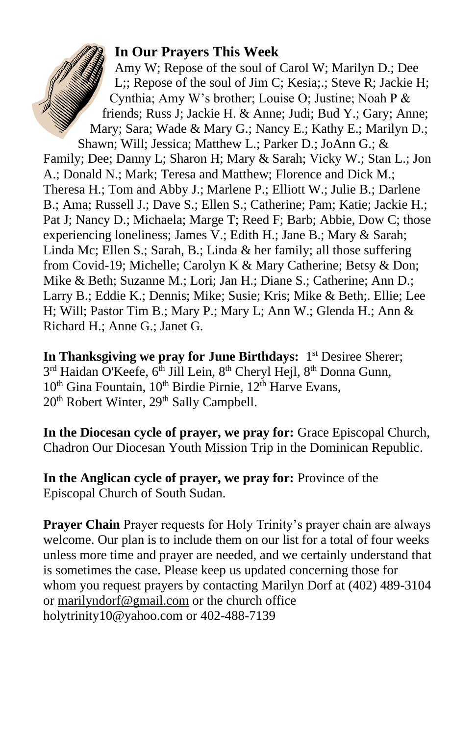## In Our Prayers This Week

Amy W; Repose of the soul of Carol W; Marilyn D.; Dee L;; Repose of the soul of Jim C; Kesia;.; Steve R; Jackie H; Cynthia; Amy W's brother; Louise O; Justine; Noah P & friends; Russ J; Jackie H. & Anne; Judi; Bud Y.; Gary; Anne; Mary; Sara; Wade & Mary G.; Nancy E.; Kathy E.; Marilyn D.; Shawn; Will; Jessica; Matthew L.; Parker D.; JoAnn G.; & Family; Dee; Danny L; Sharon H; Mary & Sarah; Vicky W.; Stan L.; Jon A.; Donald N.; Mark; Teresa and Matthew; Florence and Dick M.; Theresa H.; Tom and Abby J.; Marlene P.; Elliott W.; Julie B.; Darlene B.; Ama; Russell J.; Dave S.; Ellen S.; Catherine; Pam; Katie; Jackie H.; Pat J; Nancy D.; Michaela; Marge T; Reed F; Barb; Abbie, Dow C; those experiencing loneliness; James V.; Edith H.; Jane B.; Mary & Sarah; Linda Mc; Ellen S.; Sarah, B.; Linda & her family; all those suffering from Covid-19; Michelle; Carolyn K & Mary Catherine; Betsy & Don; Mike & Beth; Suzanne M.; Lori; Jan H.; Diane S.; Catherine; Ann D.; Larry B.; Eddie K.; Dennis; Mike; Susie; Kris; Mike & Beth;. Ellie; Lee H; Will; Pastor Tim B.; Mary P.; Mary L; Ann W.; Glenda H.; Ann & Richard H.; Anne G.; Janet G.

**In Thanksgiving we pray for June Birthdays:** 1st Desiree Sherer; 3rd Haidan O'Keefe, 6th Jill Lein, 8th Cheryl Hejl, 8th Donna Gunn, 10th Gina Fountain, 10th Birdie Pirnie, 12th Harve Evans, 20th Robert Winter, 29th Sally Campbell.

**In the Diocesan cycle of prayer, we pray for:** Grace Episcopal Church, Chadron Our Diocesan Youth Mission Trip in the Dominican Republic.

**In the Anglican cycle of prayer, we pray for:** Province of the Episcopal Church of South Sudan.

**Prayer Chain** Prayer requests for Holy Trinity's prayer chain are always welcome. Our plan is to include them on our list for a total of four weeks unless more time and prayer are needed, and we certainly understand that is sometimes the case. Please keep us updated concerning those for whom you request prayers by contacting Marilyn Dorf at (402) 489-3104 or marilyndorf@gmail.com or the church office holytrinity10@yahoo.com or 402-488-7139